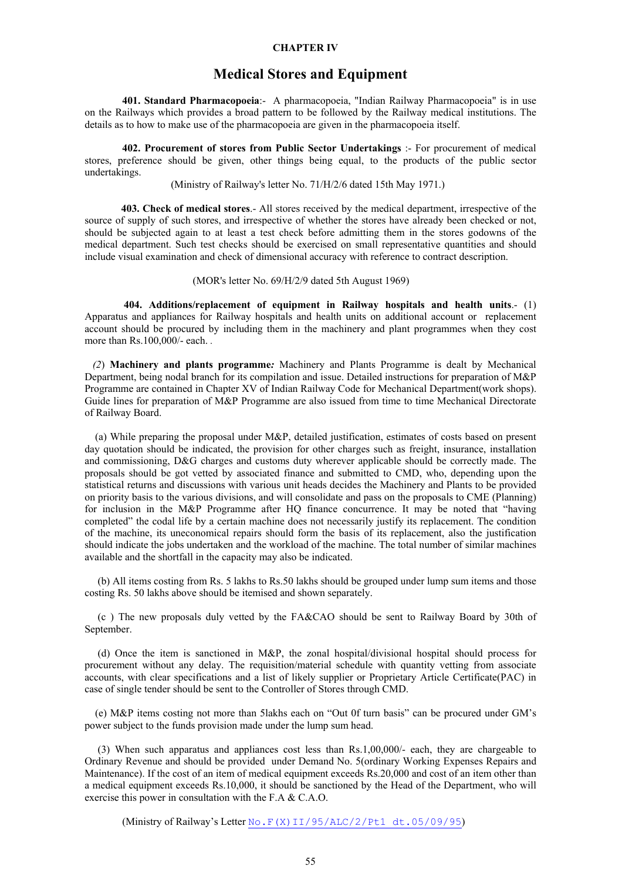# CHAPTER IV

## Medical Stores and Equipment

**401. Standard Pharmacopoeia**:- A pharmacopoeia, "Indian Railway Pharmacopoeia" is in use on the Railways which provides a broad pattern to be followed by the Railway medical institutions. The details as to how to make use of the pharmacopoeia are given in the pharmacopoeia itself.

**402. Procurement of stores from Public Sector Undertakings** :- For procurement of medical stores, preference should be given, other things being equal, to the products of the public sector undertakings.

(Ministry of Railway's letter No. 71/H/2/6 dated 15th May 1971.)

**403. Check of medical stores**.- All stores received by the medical department, irrespective of the source of supply of such stores, and irrespective of whether the stores have already been checked or not, should be subjected again to at least a test check before admitting them in the stores godowns of the medical department. Such test checks should be exercised on small representative quantities and should include visual examination and check of dimensional accuracy with reference to contract description.

(MOR's letter No. 69/H/2/9 dated 5th August 1969)

**404. Additions/replacement of equipment in Railway hospitals and health units**.- (1) Apparatus and appliances for Railway hospitals and health units on additional account or replacement account should be procured by including them in the machinery and plant programmes when they cost more than Rs.100,000/- each. .

*(2*) **Machinery and plants programme*:*** Machinery and Plants Programme is dealt by Mechanical Department, being nodal branch for its compilation and issue. Detailed instructions for preparation of M&P Programme are contained in Chapter XV of Indian Railway Code for Mechanical Department(work shops). Guide lines for preparation of M&P Programme are also issued from time to time Mechanical Directorate of Railway Board.

(a) While preparing the proposal under M&P, detailed justification, estimates of costs based on present day quotation should be indicated, the provision for other charges such as freight, insurance, installation and commissioning, D&G charges and customs duty wherever applicable should be correctly made. The proposals should be got vetted by associated finance and submitted to CMD, who, depending upon the statistical returns and discussions with various unit heads decides the Machinery and Plants to be provided on priority basis to the various divisions, and will consolidate and pass on the proposals to CME (Planning) for inclusion in the M&P Programme after HQ finance concurrence. It may be noted that "having completed" the codal life by a certain machine does not necessarily justify its replacement. The condition of the machine, its uneconomical repairs should form the basis of its replacement, also the justification should indicate the jobs undertaken and the workload of the machine. The total number of similar machines available and the shortfall in the capacity may also be indicated.

(b) All items costing from Rs. 5 lakhs to Rs.50 lakhs should be grouped under lump sum items and those costing Rs. 50 lakhs above should be itemised and shown separately.

(c ) The new proposals duly vetted by the FA&CAO should be sent to Railway Board by 30th of September.

(d) Once the item is sanctioned in M&P, the zonal hospital/divisional hospital should process for procurement without any delay. The requisition/material schedule with quantity vetting from associate accounts, with clear specifications and a list of likely supplier or Proprietary Article Certificate(PAC) in case of single tender should be sent to the Controller of Stores through CMD.

(e) M&P items costing not more than 5lakhs each on "Out 0f turn basis" can be procured under GM's power subject to the funds provision made under the lump sum head.

(3) When such apparatus and appliances cost less than Rs.1,00,000/- each, they are chargeable to Ordinary Revenue and should be provided under Demand No. 5(ordinary Working Expenses Repairs and Maintenance). If the cost of an item of medical equipment exceeds Rs.20,000 and cost of an item other than a medical equipment exceeds Rs.10,000, it should be sanctioned by the Head of the Department, who will exercise this power in consultation with the F.A & C.A.O.

(Ministry of Railway's Letter No.F(X)II/95/ALC/2/Pt1 dt.05/09/95)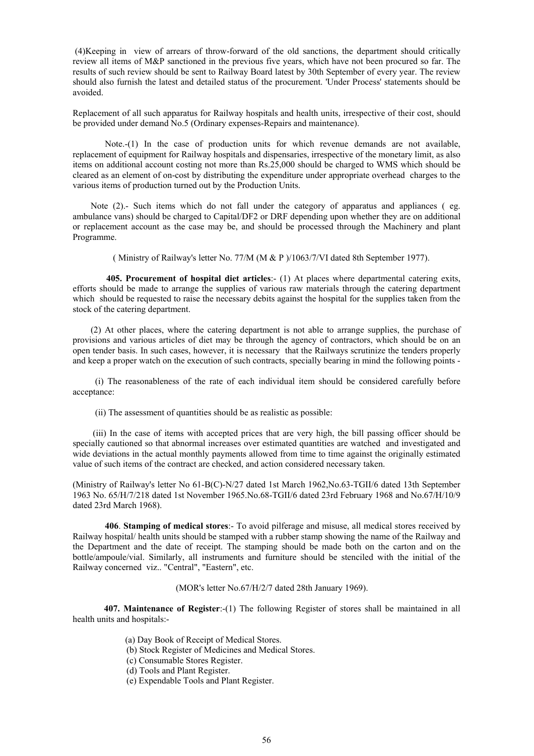(4)Keeping in view of arrears of throw-forward of the old sanctions, the department should critically review all items of M&P sanctioned in the previous five years, which have not been procured so far. The results of such review should be sent to Railway Board latest by 30th September of every year. The review should also furnish the latest and detailed status of the procurement. 'Under Process' statements should be avoided.

Replacement of all such apparatus for Railway hospitals and health units, irrespective of their cost, should be provided under demand No.5 (Ordinary expenses-Repairs and maintenance).

Note.-(1) In the case of production units for which revenue demands are not available, replacement of equipment for Railway hospitals and dispensaries, irrespective of the monetary limit, as also items on additional account costing not more than Rs.25,000 should be charged to WMS which should be cleared as an element of on-cost by distributing the expenditure under appropriate overhead charges to the various items of production turned out by the Production Units.

Note (2).- Such items which do not fall under the category of apparatus and appliances ( eg. ambulance vans) should be charged to Capital/DF2 or DRF depending upon whether they are on additional or replacement account as the case may be, and should be processed through the Machinery and plant Programme.

( Ministry of Railway's letter No. 77/M (M & P )/1063/7/VI dated 8th September 1977).

**405. Procurement of hospital diet articles**:- (1) At places where departmental catering exits, efforts should be made to arrange the supplies of various raw materials through the catering department which should be requested to raise the necessary debits against the hospital for the supplies taken from the stock of the catering department.

(2) At other places, where the catering department is not able to arrange supplies, the purchase of provisions and various articles of diet may be through the agency of contractors, which should be on an open tender basis. In such cases, however, it is necessary that the Railways scrutinize the tenders properly and keep a proper watch on the execution of such contracts, specially bearing in mind the following points -

(i) The reasonableness of the rate of each individual item should be considered carefully before acceptance:

(ii) The assessment of quantities should be as realistic as possible:

(iii) In the case of items with accepted prices that are very high, the bill passing officer should be specially cautioned so that abnormal increases over estimated quantities are watched and investigated and wide deviations in the actual monthly payments allowed from time to time against the originally estimated value of such items of the contract are checked, and action considered necessary taken.

(Ministry of Railway's letter No 61-B(C)-N/27 dated 1st March 1962,No.63-TGII/6 dated 13th September 1963 No. 65/H/7/218 dated 1st November 1965.No.68-TGII/6 dated 23rd February 1968 and No.67/H/10/9 dated 23rd March 1968).

**406**. **Stamping of medical stores**:- To avoid pilferage and misuse, all medical stores received by Railway hospital/ health units should be stamped with a rubber stamp showing the name of the Railway and the Department and the date of receipt. The stamping should be made both on the carton and on the bottle/ampoule/vial. Similarly, all instruments and furniture should be stenciled with the initial of the Railway concerned viz.. "Central", "Eastern", etc.

(MOR's letter No.67/H/2/7 dated 28th January 1969).

**407. Maintenance of Register**:-(1) The following Register of stores shall be maintained in all health units and hospitals:-

(a) Day Book of Receipt of Medical Stores.
(b) Stock Register of Medicines and Medical Stores.
(c) Consumable Stores Register.
(d) Tools and Plant Register.
(e) Expendable Tools and Plant Register.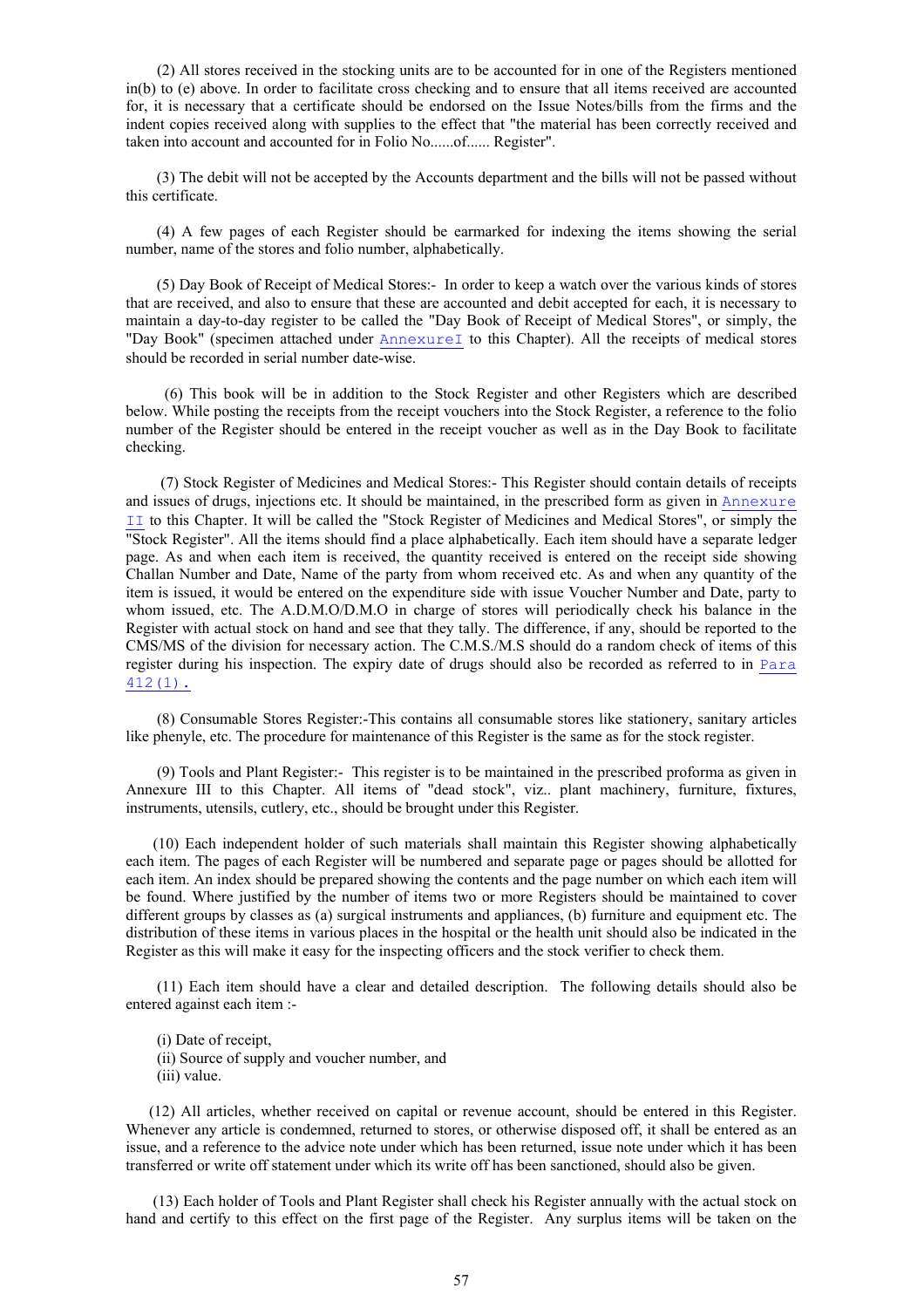(2) All stores received in the stocking units are to be accounted for in one of the Registers mentioned in(b) to (e) above. In order to facilitate cross checking and to ensure that all items received are accounted for, it is necessary that a certificate should be endorsed on the Issue Notes/bills from the firms and the indent copies received along with supplies to the effect that "the material has been correctly received and taken into account and accounted for in Folio No......of...... Register".

(3) The debit will not be accepted by the Accounts department and the bills will not be passed without this certificate.

(4) A few pages of each Register should be earmarked for indexing the items showing the serial number, name of the stores and folio number, alphabetically.

(5) Day Book of Receipt of Medical Stores:- In order to keep a watch over the various kinds of stores that are received, and also to ensure that these are accounted and debit accepted for each, it is necessary to maintain a day-to-day register to be called the "Day Book of Receipt of Medical Stores", or simply, the "Day Book" (specimen attached under AnnexureI to this Chapter). All the receipts of medical stores should be recorded in serial number date-wise.

(6) This book will be in addition to the Stock Register and other Registers which are described below. While posting the receipts from the receipt vouchers into the Stock Register, a reference to the folio number of the Register should be entered in the receipt voucher as well as in the Day Book to facilitate checking.

(7) Stock Register of Medicines and Medical Stores:- This Register should contain details of receipts and issues of drugs, injections etc. It should be maintained, in the prescribed form as given in Annexure II to this Chapter. It will be called the "Stock Register of Medicines and Medical Stores", or simply the "Stock Register". All the items should find a place alphabetically. Each item should have a separate ledger page. As and when each item is received, the quantity received is entered on the receipt side showing Challan Number and Date, Name of the party from whom received etc. As and when any quantity of the item is issued, it would be entered on the expenditure side with issue Voucher Number and Date, party to whom issued, etc. The A.D.M.O/D.M.O in charge of stores will periodically check his balance in the Register with actual stock on hand and see that they tally. The difference, if any, should be reported to the CMS/MS of the division for necessary action. The C.M.S./M.S should do a random check of items of this register during his inspection. The expiry date of drugs should also be recorded as referred to in Para 412(1).

(8) Consumable Stores Register:-This contains all consumable stores like stationery, sanitary articles like phenyle, etc. The procedure for maintenance of this Register is the same as for the stock register.

(9) Tools and Plant Register:- This register is to be maintained in the prescribed proforma as given in Annexure III to this Chapter. All items of "dead stock", viz.. plant machinery, furniture, fixtures, instruments, utensils, cutlery, etc., should be brought under this Register.

(10) Each independent holder of such materials shall maintain this Register showing alphabetically each item. The pages of each Register will be numbered and separate page or pages should be allotted for each item. An index should be prepared showing the contents and the page number on which each item will be found. Where justified by the number of items two or more Registers should be maintained to cover different groups by classes as (a) surgical instruments and appliances, (b) furniture and equipment etc. The distribution of these items in various places in the hospital or the health unit should also be indicated in the Register as this will make it easy for the inspecting officers and the stock verifier to check them.

(11) Each item should have a clear and detailed description. The following details should also be entered against each item :-

(i) Date of receipt,
(ii) Source of supply and voucher number, and
(iii) value.

(12) All articles, whether received on capital or revenue account, should be entered in this Register. Whenever any article is condemned, returned to stores, or otherwise disposed off, it shall be entered as an issue, and a reference to the advice note under which has been returned, issue note under which it has been transferred or write off statement under which its write off has been sanctioned, should also be given.

(13) Each holder of Tools and Plant Register shall check his Register annually with the actual stock on hand and certify to this effect on the first page of the Register. Any surplus items will be taken on the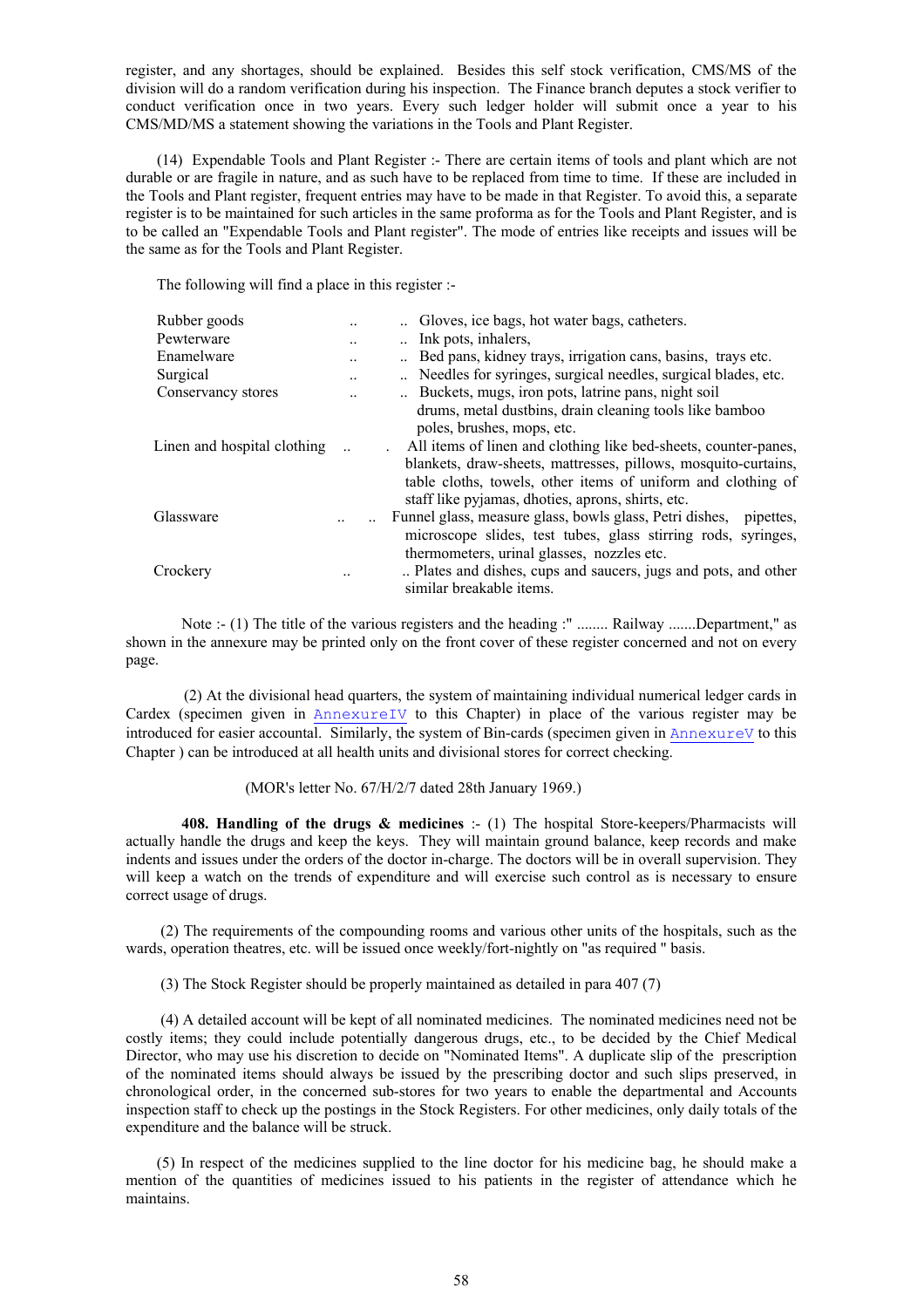register, and any shortages, should be explained. Besides this self stock verification, CMS/MS of the division will do a random verification during his inspection. The Finance branch deputes a stock verifier to conduct verification once in two years. Every such ledger holder will submit once a year to his CMS/MD/MS a statement showing the variations in the Tools and Plant Register.

(14) Expendable Tools and Plant Register :- There are certain items of tools and plant which are not durable or are fragile in nature, and as such have to be replaced from time to time. If these are included in the Tools and Plant register, frequent entries may have to be made in that Register. To avoid this, a separate register is to be maintained for such articles in the same proforma as for the Tools and Plant Register, and is to be called an "Expendable Tools and Plant register". The mode of entries like receipts and issues will be the same as for the Tools and Plant Register.

The following will find a place in this register :-

| | |
|---|---|
| Rubber goods | Gloves, ice bags, hot water bags, catheters. |
| Pewterware | Ink pots, inhalers, |
| Enamelware | Bed pans, kidney trays, irrigation cans, basins, trays etc. |
| Surgical | Needles for syringes, surgical needles, surgical blades, etc. |
| Conservancy stores | Buckets, mugs, iron pots, latrine pans, night soil drums, metal dustbins, drain cleaning tools like bamboo poles, brushes, mops, etc. |
| Linen and hospital clothing | All items of linen and clothing like bed-sheets, counter-panes, blankets, draw-sheets, mattresses, pillows, mosquito-curtains, table cloths, towels, other items of uniform and clothing of staff like pyjamas, dhoties, aprons, shirts, etc. |
| Glassware | Funnel glass, measure glass, bowls glass, Petri dishes, pipettes, microscope slides, test tubes, glass stirring rods, syringes, thermometers, urinal glasses, nozzles etc. |
| Crockery | Plates and dishes, cups and saucers, jugs and pots, and other similar breakable items. |

Note :- (1) The title of the various registers and the heading :" ........ Railway .......Department," as shown in the annexure may be printed only on the front cover of these register concerned and not on every page.

(2) At the divisional head quarters, the system of maintaining individual numerical ledger cards in Cardex (specimen given in AnnexureIV to this Chapter) in place of the various register may be introduced for easier accountal. Similarly, the system of Bin-cards (specimen given in AnnexureV to this Chapter ) can be introduced at all health units and divisional stores for correct checking.

(MOR's letter No. 67/H/2/7 dated 28th January 1969.)

**408. Handling of the drugs & medicines** :- (1) The hospital Store-keepers/Pharmacists will actually handle the drugs and keep the keys. They will maintain ground balance, keep records and make indents and issues under the orders of the doctor in-charge. The doctors will be in overall supervision. They will keep a watch on the trends of expenditure and will exercise such control as is necessary to ensure correct usage of drugs.

(2) The requirements of the compounding rooms and various other units of the hospitals, such as the wards, operation theatres, etc. will be issued once weekly/fort-nightly on "as required " basis.

(3) The Stock Register should be properly maintained as detailed in para 407 (7)

(4) A detailed account will be kept of all nominated medicines. The nominated medicines need not be costly items; they could include potentially dangerous drugs, etc., to be decided by the Chief Medical Director, who may use his discretion to decide on "Nominated Items". A duplicate slip of the prescription of the nominated items should always be issued by the prescribing doctor and such slips preserved, in chronological order, in the concerned sub-stores for two years to enable the departmental and Accounts inspection staff to check up the postings in the Stock Registers. For other medicines, only daily totals of the expenditure and the balance will be struck.

(5) In respect of the medicines supplied to the line doctor for his medicine bag, he should make a mention of the quantities of medicines issued to his patients in the register of attendance which he maintains.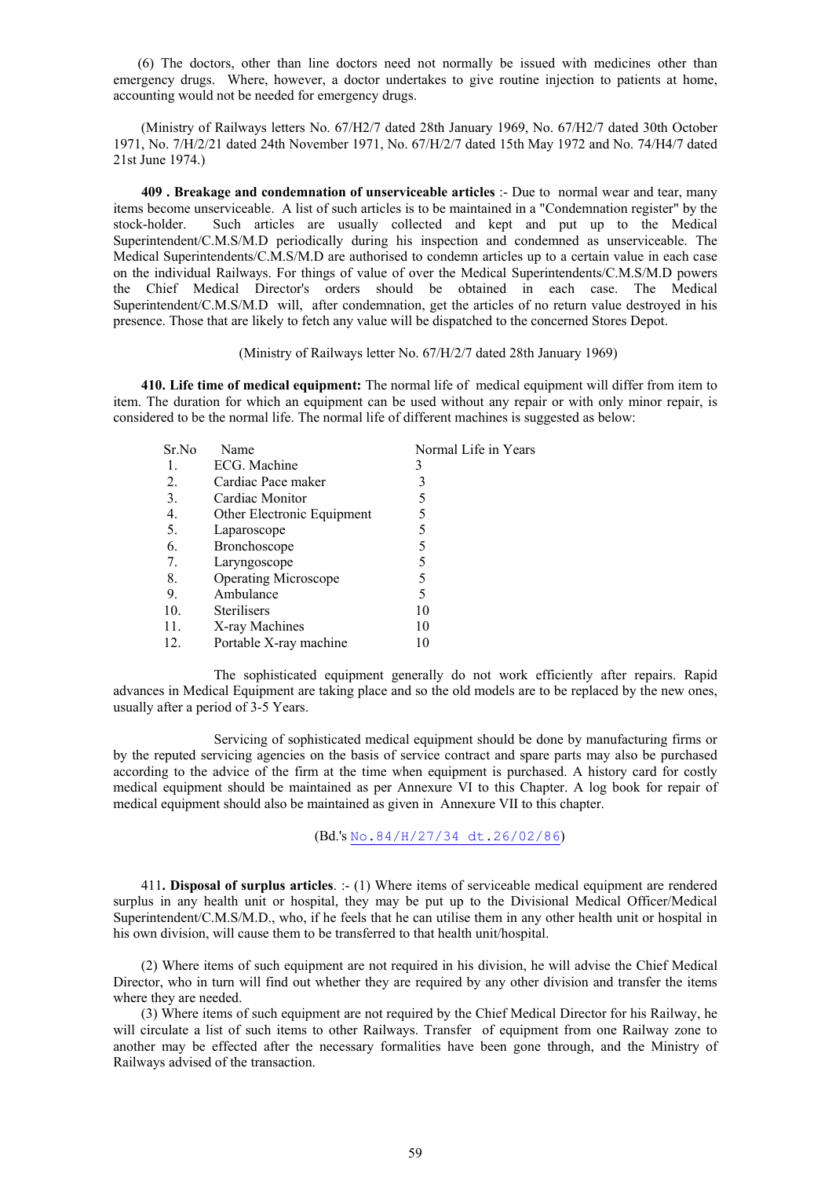(6) The doctors, other than line doctors need not normally be issued with medicines other than emergency drugs. Where, however, a doctor undertakes to give routine injection to patients at home, accounting would not be needed for emergency drugs.

(Ministry of Railways letters No. 67/H2/7 dated 28th January 1969, No. 67/H2/7 dated 30th October 1971, No. 7/H/2/21 dated 24th November 1971, No. 67/H/2/7 dated 15th May 1972 and No. 74/H4/7 dated 21st June 1974.)

**409 . Breakage and condemnation of unserviceable articles** :- Due to normal wear and tear, many items become unserviceable. A list of such articles is to be maintained in a "Condemnation register" by the stock-holder. Such articles are usually collected and kept and put up to the Medical Superintendent/C.M.S/M.D periodically during his inspection and condemned as unserviceable. The Medical Superintendents/C.M.S/M.D are authorised to condemn articles up to a certain value in each case on the individual Railways. For things of value of over the Medical Superintendents/C.M.S/M.D powers the Chief Medical Director's orders should be obtained in each case. The Medical Superintendent/C.M.S/M.D will, after condemnation, get the articles of no return value destroyed in his presence. Those that are likely to fetch any value will be dispatched to the concerned Stores Depot.

(Ministry of Railways letter No. 67/H/2/7 dated 28th January 1969)

**410. Life time of medical equipment:** The normal life of medical equipment will differ from item to item. The duration for which an equipment can be used without any repair or with only minor repair, is considered to be the normal life. The normal life of different machines is suggested as below:

| Sr.No | Name | Normal Life in Years |
|---|---|---|
| 1. | ECG. Machine | 3 |
| 2. | Cardiac Pace maker | 3 |
| 3. | Cardiac Monitor | 5 |
| 4. | Other Electronic Equipment | 5 |
| 5. | Laparoscope | 5 |
| 6. | Bronchoscope | 5 |
| 7. | Laryngoscope | 5 |
| 8. | Operating Microscope | 5 |
| 9. | Ambulance | 5 |
| 10. | Sterilisers | 10 |
| 11. | X-ray Machines | 10 |
| 12. | Portable X-ray machine | 10 |

The sophisticated equipment generally do not work efficiently after repairs. Rapid advances in Medical Equipment are taking place and so the old models are to be replaced by the new ones, usually after a period of 3-5 Years.

Servicing of sophisticated medical equipment should be done by manufacturing firms or by the reputed servicing agencies on the basis of service contract and spare parts may also be purchased according to the advice of the firm at the time when equipment is purchased. A history card for costly medical equipment should be maintained as per Annexure VI to this Chapter. A log book for repair of medical equipment should also be maintained as given in Annexure VII to this chapter.

(Bd.'s No.84/H/27/34 dt.26/02/86)

411**. Disposal of surplus articles**. :- (1) Where items of serviceable medical equipment are rendered surplus in any health unit or hospital, they may be put up to the Divisional Medical Officer/Medical Superintendent/C.M.S/M.D., who, if he feels that he can utilise them in any other health unit or hospital in his own division, will cause them to be transferred to that health unit/hospital.

(2) Where items of such equipment are not required in his division, he will advise the Chief Medical Director, who in turn will find out whether they are required by any other division and transfer the items where they are needed.

(3) Where items of such equipment are not required by the Chief Medical Director for his Railway, he will circulate a list of such items to other Railways. Transfer of equipment from one Railway zone to another may be effected after the necessary formalities have been gone through, and the Ministry of Railways advised of the transaction.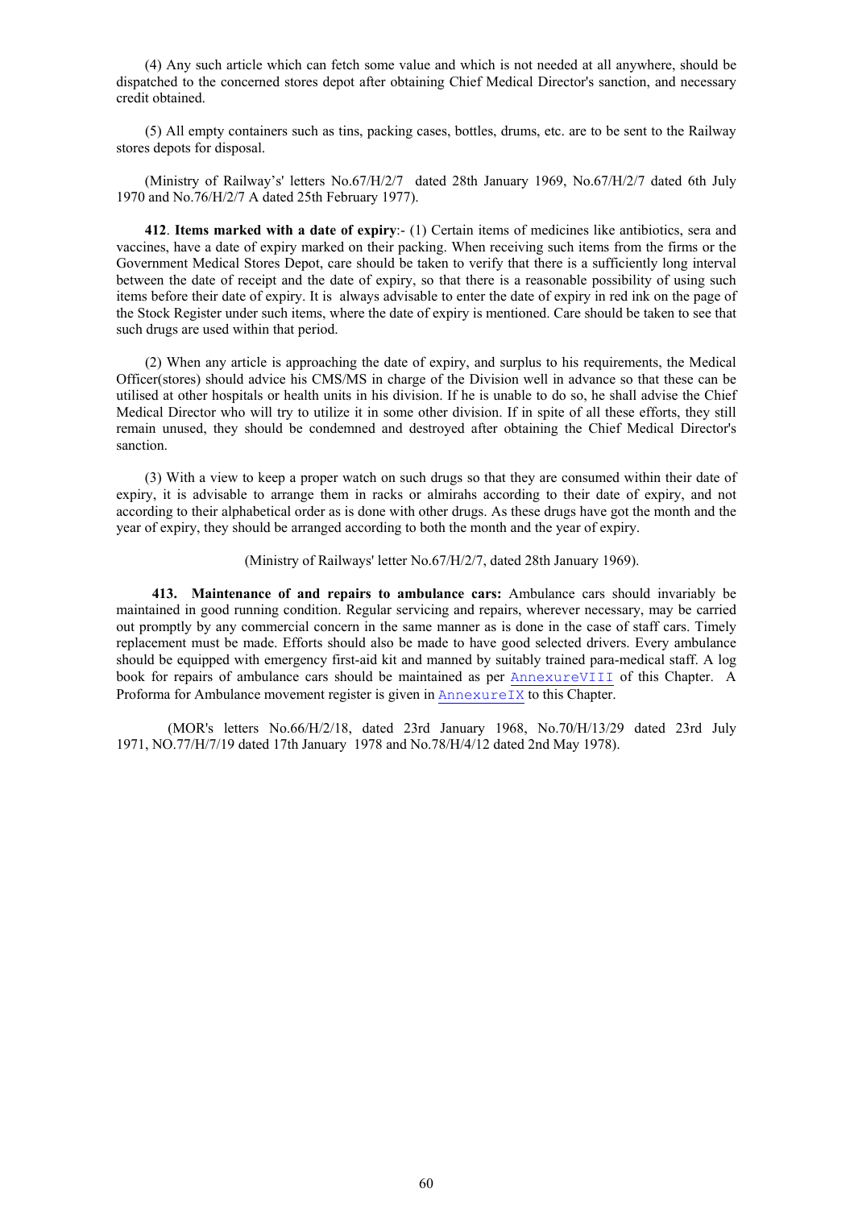(4) Any such article which can fetch some value and which is not needed at all anywhere, should be dispatched to the concerned stores depot after obtaining Chief Medical Director's sanction, and necessary credit obtained.

(5) All empty containers such as tins, packing cases, bottles, drums, etc. are to be sent to the Railway stores depots for disposal.

(Ministry of Railway's' letters No.67/H/2/7 dated 28th January 1969, No.67/H/2/7 dated 6th July 1970 and No.76/H/2/7 A dated 25th February 1977).

**412**. **Items marked with a date of expiry**:- (1) Certain items of medicines like antibiotics, sera and vaccines, have a date of expiry marked on their packing. When receiving such items from the firms or the Government Medical Stores Depot, care should be taken to verify that there is a sufficiently long interval between the date of receipt and the date of expiry, so that there is a reasonable possibility of using such items before their date of expiry. It is always advisable to enter the date of expiry in red ink on the page of the Stock Register under such items, where the date of expiry is mentioned. Care should be taken to see that such drugs are used within that period.

(2) When any article is approaching the date of expiry, and surplus to his requirements, the Medical Officer(stores) should advice his CMS/MS in charge of the Division well in advance so that these can be utilised at other hospitals or health units in his division. If he is unable to do so, he shall advise the Chief Medical Director who will try to utilize it in some other division. If in spite of all these efforts, they still remain unused, they should be condemned and destroyed after obtaining the Chief Medical Director's sanction.

(3) With a view to keep a proper watch on such drugs so that they are consumed within their date of expiry, it is advisable to arrange them in racks or almirahs according to their date of expiry, and not according to their alphabetical order as is done with other drugs. As these drugs have got the month and the year of expiry, they should be arranged according to both the month and the year of expiry.

(Ministry of Railways' letter No.67/H/2/7, dated 28th January 1969).

**413. Maintenance of and repairs to ambulance cars:** Ambulance cars should invariably be maintained in good running condition. Regular servicing and repairs, wherever necessary, may be carried out promptly by any commercial concern in the same manner as is done in the case of staff cars. Timely replacement must be made. Efforts should also be made to have good selected drivers. Every ambulance should be equipped with emergency first-aid kit and manned by suitably trained para-medical staff. A log book for repairs of ambulance cars should be maintained as per AnnexureVIII of this Chapter. A Proforma for Ambulance movement register is given in AnnexureIX to this Chapter.

(MOR's letters No.66/H/2/18, dated 23rd January 1968, No.70/H/13/29 dated 23rd July 1971, NO.77/H/7/19 dated 17th January 1978 and No.78/H/4/12 dated 2nd May 1978).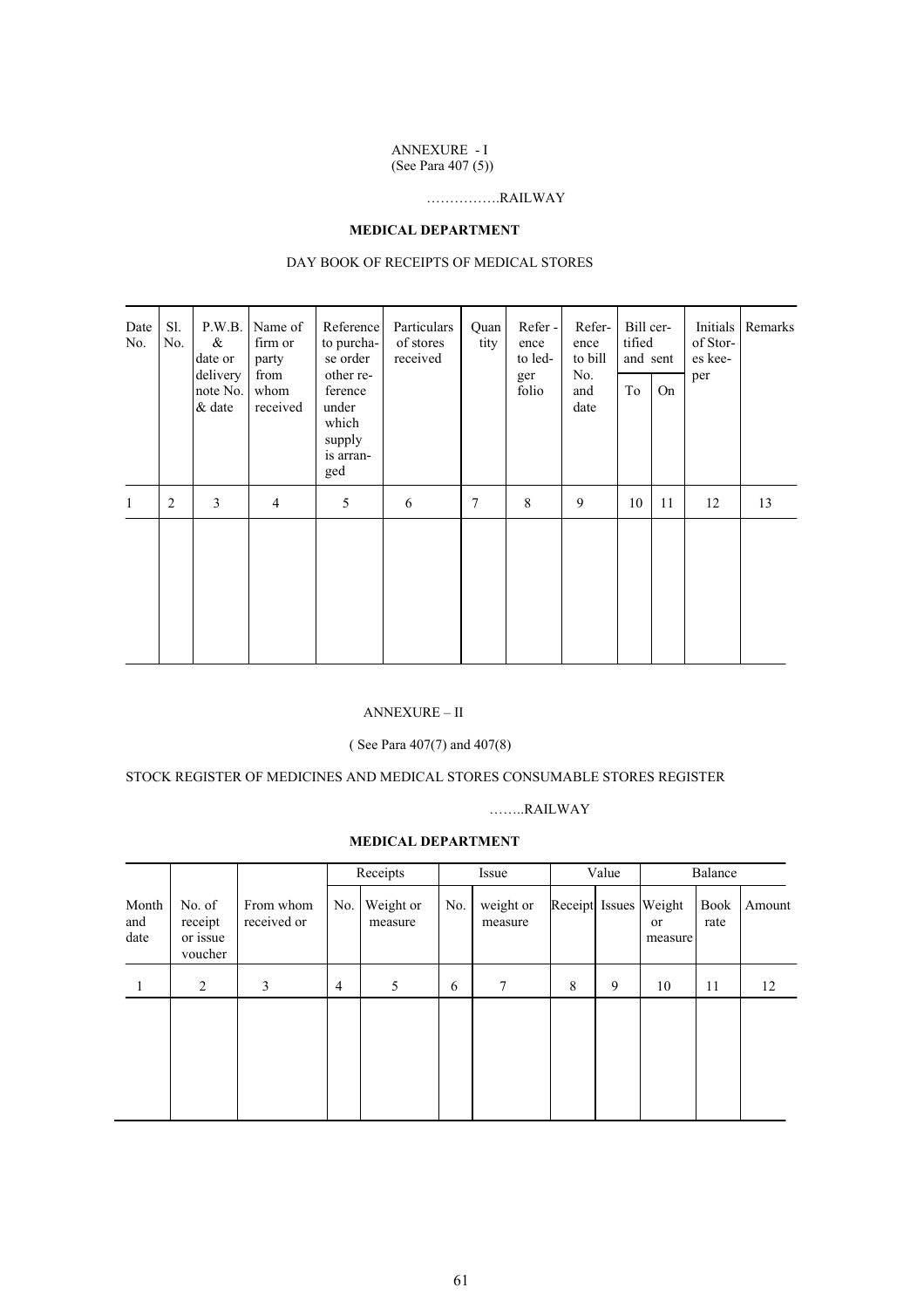ANNEXURE - I
(See Para 407 (5))

…………….RAILWAY

**MEDICAL DEPARTMENT**

DAY BOOK OF RECEIPTS OF MEDICAL STORES

| Date No. | Sl. No. | P.W.B. & date or delivery note No. & date | Name of firm or party from whom received | Reference to purchase order other reference under which supply is arranged | Particulars of stores received | Quantity | Reference to ledger folio | Reference to bill No. and date | Bill certified and sent | | Initials of Stores keeper | Remarks |
|---|---|---|---|---|---|---|---|---|---|---|---|---|
| | | | | | | | | | To | On | | |
| 1 | 2 | 3 | 4 | 5 | 6 | 7 | 8 | 9 | 10 | 11 | 12 | 13 |
| | | | | | | | | | | | | |

ANNEXURE – II

( See Para 407(7) and 407(8)

STOCK REGISTER OF MEDICINES AND MEDICAL STORES CONSUMABLE STORES REGISTER

……..RAILWAY

**MEDICAL DEPARTMENT**

| | | | Receipts | | Issue | | Value | | Balance | | |
|---|---|---|---|---|---|---|---|---|---|---|---|
| Month and date | No. of receipt or issue voucher | From whom received or | No. | Weight or measure | No. | weight or measure | Receipt | Issues | Weight or measure | Book rate | Amount |
| 1 | 2 | 3 | 4 | 5 | 6 | 7 | 8 | 9 | 10 | 11 | 12 |
| | | | | | | | | | | | |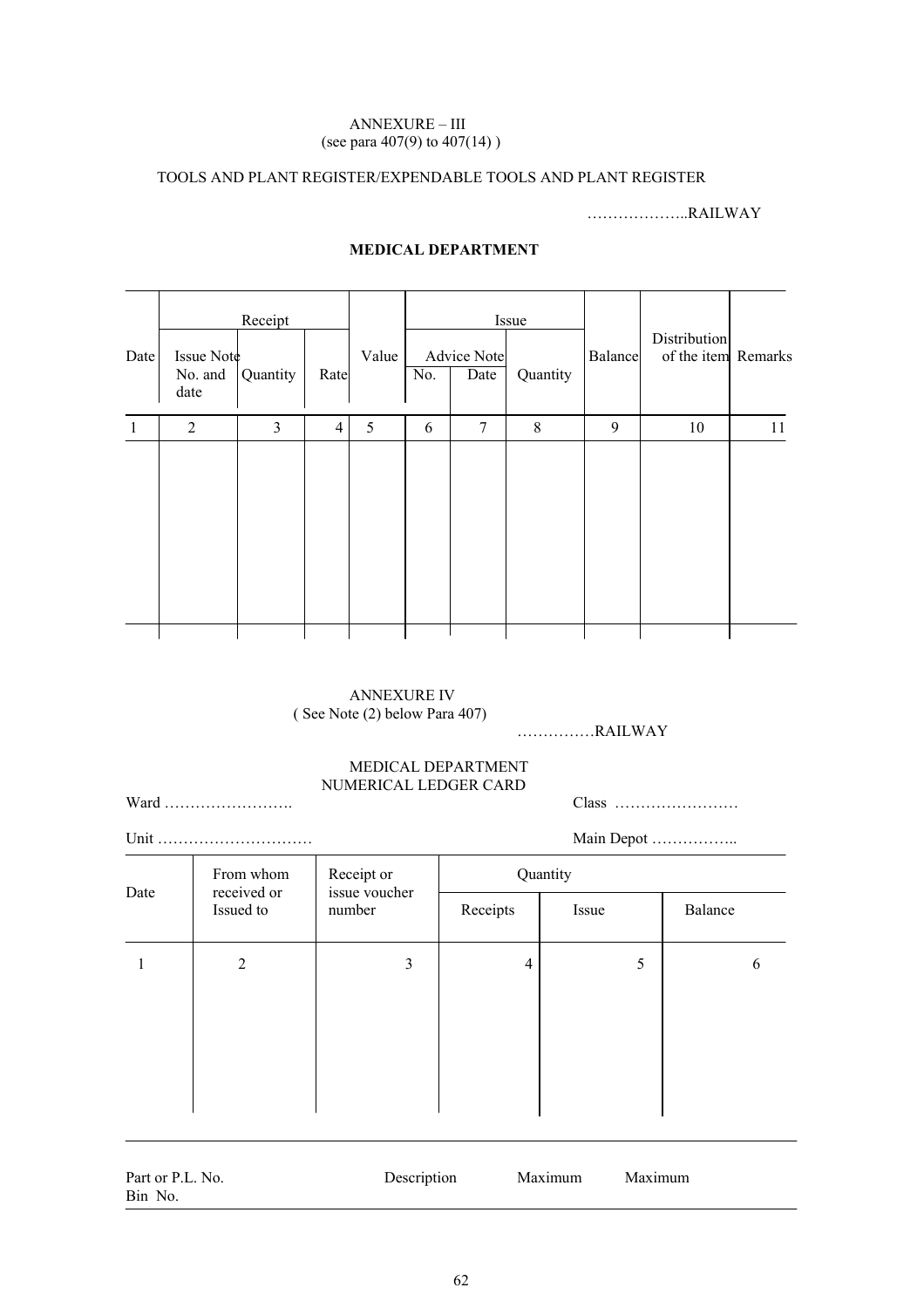ANNEXURE – III
(see para 407(9) to 407(14) )

TOOLS AND PLANT REGISTER/EXPENDABLE TOOLS AND PLANT REGISTER

………………..RAILWAY

**MEDICAL DEPARTMENT**

| Date | Receipt | | | Value | Issue | | | Balance | Distribution of the item | Remarks |
|---|---|---|---|---|---|---|---|---|---|---|
| | Issue Note No. and date | Quantity | Rate | | Advice Note No. | Advice Note Date | Quantity | | | |
| 1 | 2 | 3 | 4 | 5 | 6 | 7 | 8 | 9 | 10 | 11 |
| | | | | | | | | | | |

ANNEXURE IV
( See Note (2) below Para 407)

……………RAILWAY

MEDICAL DEPARTMENT
NUMERICAL LEDGER CARD

Ward …………………….                Class ……………………

Unit …………………………                Main Depot ……………..

| Date | From whom received or Issued to | Receipt or issue voucher number | Quantity | | |
|---|---|---|---|---|---|
| | | | Receipts | Issue | Balance |
| 1 | 2 | 3 | 4 | 5 | 6 |
| | | | | | |

Part or P.L. No.    Description    Maximum    Maximum
Bin No.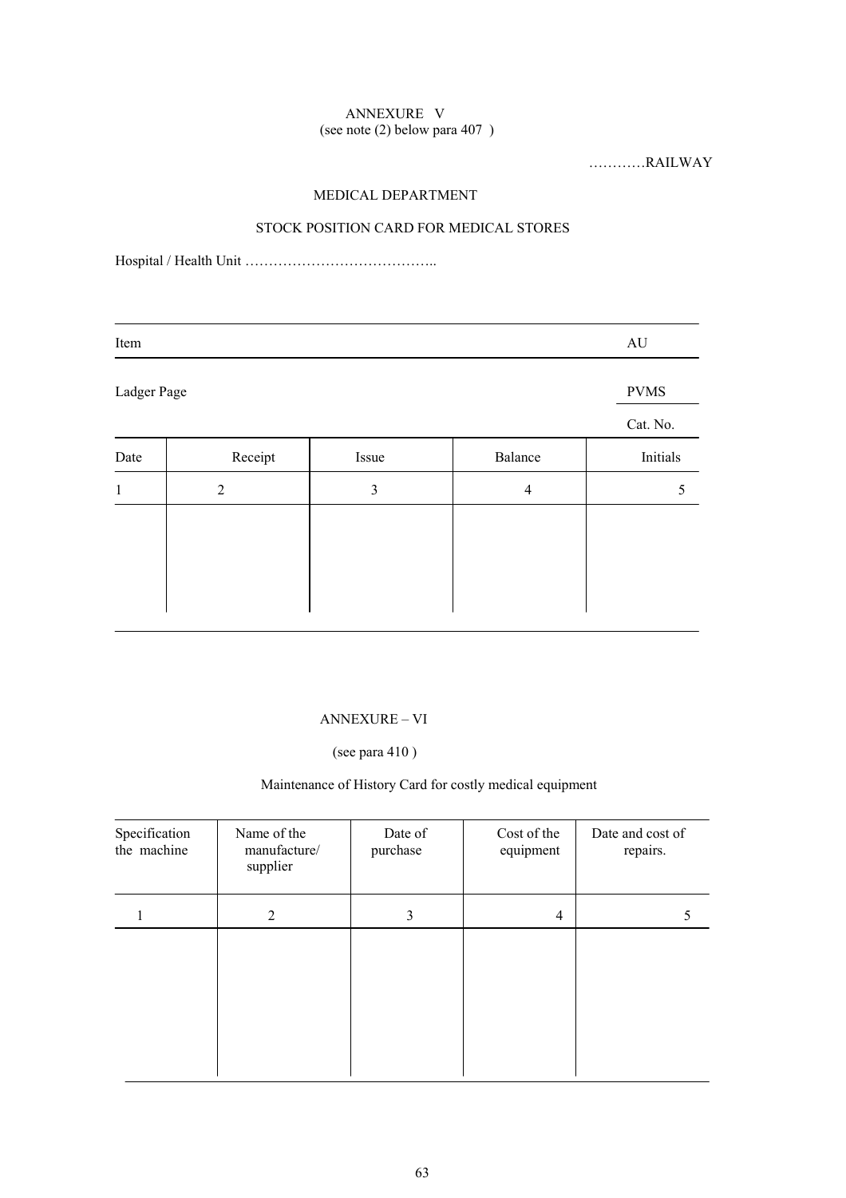ANNEXURE V
(see note (2) below para 407 )

…………RAILWAY

MEDICAL DEPARTMENT

STOCK POSITION CARD FOR MEDICAL STORES

Hospital / Health Unit …………………………………..

| Item | | | | AU |
|---|---|---|---|---|
| Ladger Page | | | | PVMS |
| | | | | Cat. No. |
| Date | Receipt | Issue | Balance | Initials |
| 1 | 2 | 3 | 4 | 5 |
| | | | | |

ANNEXURE – VI

(see para 410 )

Maintenance of History Card for costly medical equipment

| Specification the machine | Name of the manufacture/ supplier | Date of purchase | Cost of the equipment | Date and cost of repairs. |
|---|---|---|---|---|
| 1 | 2 | 3 | 4 | 5 |
| | | | | |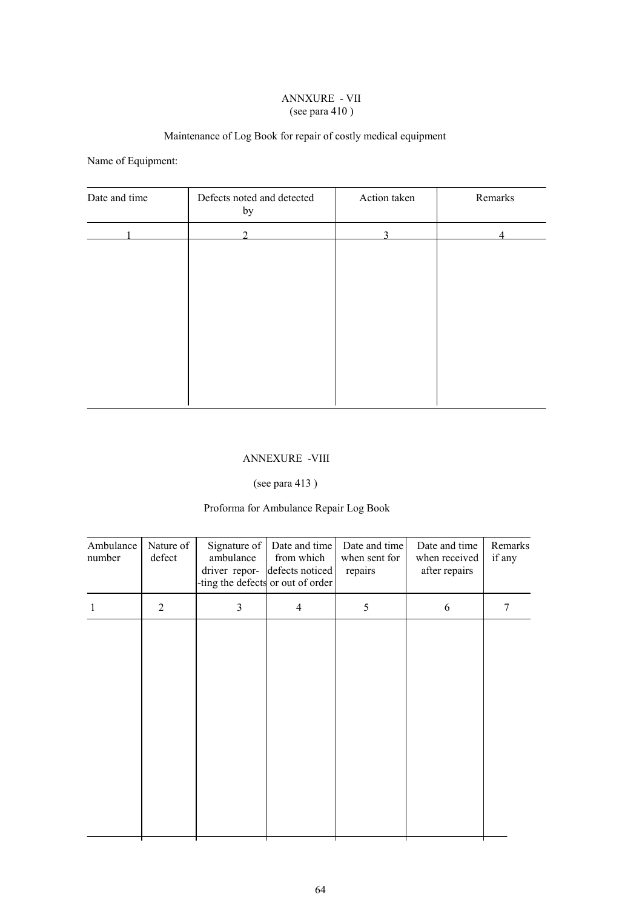ANNXURE - VII
(see para 410 )

Maintenance of Log Book for repair of costly medical equipment

Name of Equipment:

| Date and time | Defects noted and detected by | Action taken | Remarks |
|---|---|---|---|
| 1 | 2 | 3 | 4 |
| | | | |

ANNEXURE -VIII

(see para 413 )

Proforma for Ambulance Repair Log Book

| Ambulance number | Nature of defect | Signature of ambulance driver repor--ting the defects | Date and time from which defects noticed or out of order | Date and time when sent for repairs | Date and time when received after repairs | Remarks if any |
|---|---|---|---|---|---|---|
| 1 | 2 | 3 | 4 | 5 | 6 | 7 |
| | | | | | | |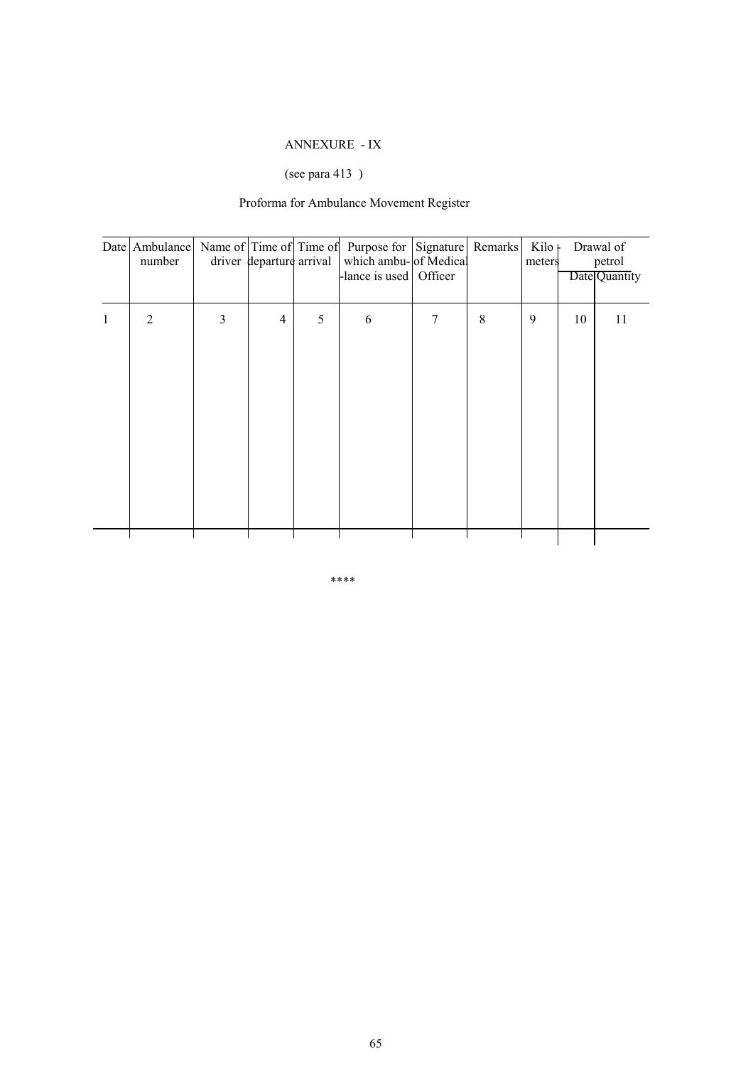ANNEXURE - IX

(see para 413 )

Proforma for Ambulance Movement Register

| Date | Ambulance number | Name of driver | Time of departure | Time of arrival | Purpose for which ambu--lance is used | Signature of Medical Officer | Remarks | Kilo - meters | Drawal of petrol | |
|---|---|---|---|---|---|---|---|---|---|---|
| | | | | | | | | | Date | Quantity |
| 1 | 2 | 3 | 4 | 5 | 6 | 7 | 8 | 9 | 10 | 11 |
| | | | | | | | | | | |

****